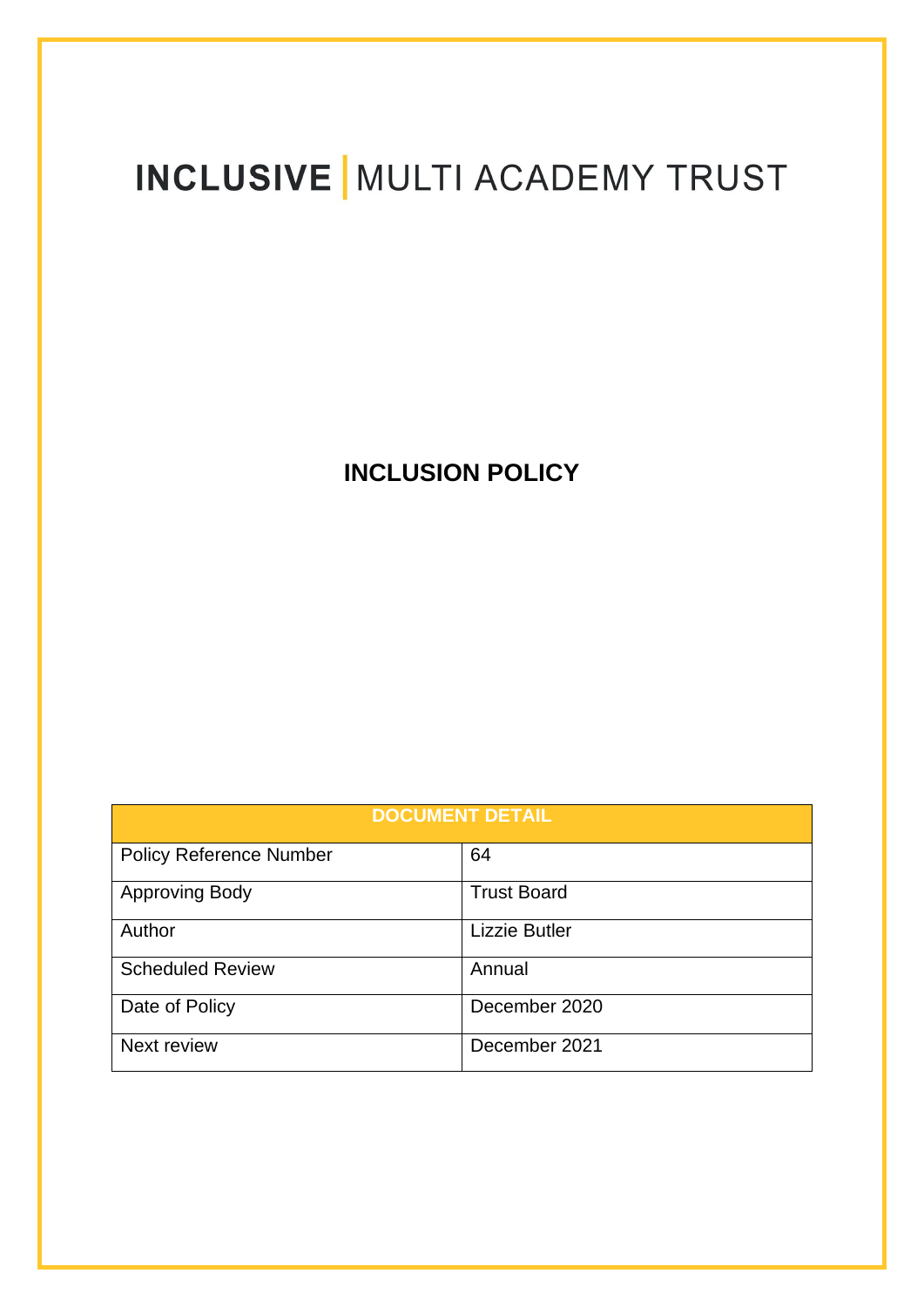# INCLUSIVE | MULTI ACADEMY TRUST

## INCLUSION POLICY

| DOCUMENT DETAIL | |
|---|---|
| Policy Reference Number | 64 |
| Approving Body | Trust Board |
| Author | Lizzie Butler |
| Scheduled Review | Annual |
| Date of Policy | December 2020 |
| Next review | December 2021 |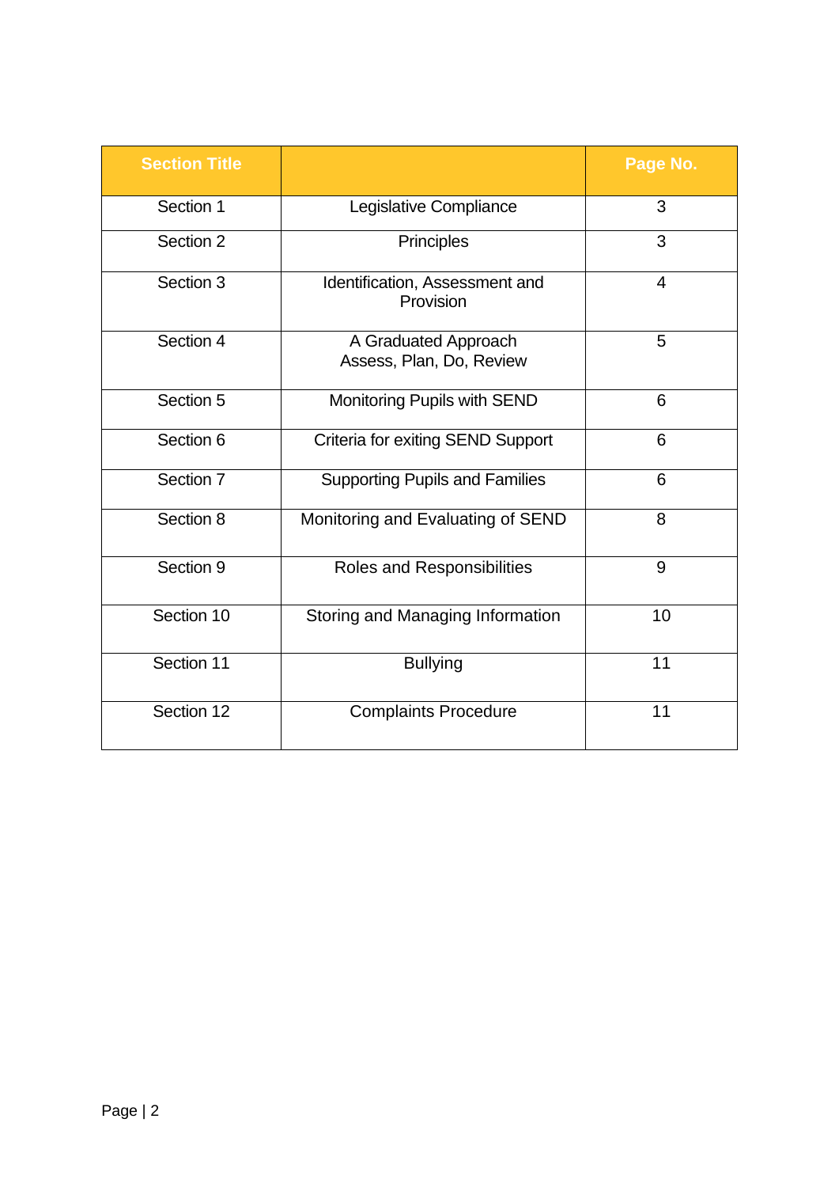| Section Title | | Page No. |
| --- | --- | --- |
| Section 1 | Legislative Compliance | 3 |
| Section 2 | Principles | 3 |
| Section 3 | Identification, Assessment and Provision | 4 |
| Section 4 | A Graduated Approach Assess, Plan, Do, Review | 5 |
| Section 5 | Monitoring Pupils with SEND | 6 |
| Section 6 | Criteria for exiting SEND Support | 6 |
| Section 7 | Supporting Pupils and Families | 6 |
| Section 8 | Monitoring and Evaluating of SEND | 8 |
| Section 9 | Roles and Responsibilities | 9 |
| Section 10 | Storing and Managing Information | 10 |
| Section 11 | Bullying | 11 |
| Section 12 | Complaints Procedure | 11 |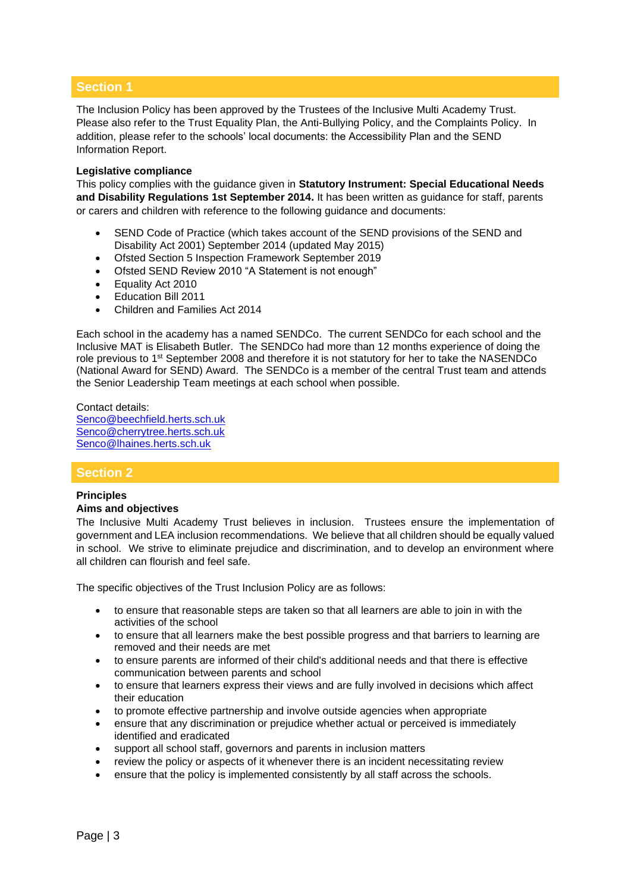## Section 1

The Inclusion Policy has been approved by the Trustees of the Inclusive Multi Academy Trust. Please also refer to the Trust Equality Plan, the Anti-Bullying Policy, and the Complaints Policy. In addition, please refer to the schools' local documents: the Accessibility Plan and the SEND Information Report.

**Legislative compliance**

This policy complies with the guidance given in **Statutory Instrument: Special Educational Needs and Disability Regulations 1st September 2014.** It has been written as guidance for staff, parents or carers and children with reference to the following guidance and documents:

- SEND Code of Practice (which takes account of the SEND provisions of the SEND and Disability Act 2001) September 2014 (updated May 2015)
- Ofsted Section 5 Inspection Framework September 2019
- Ofsted SEND Review 2010 "A Statement is not enough"
- Equality Act 2010
- Education Bill 2011
- Children and Families Act 2014

Each school in the academy has a named SENDCo. The current SENDCo for each school and the Inclusive MAT is Elisabeth Butler. The SENDCo had more than 12 months experience of doing the role previous to 1st September 2008 and therefore it is not statutory for her to take the NASENDCo (National Award for SEND) Award. The SENDCo is a member of the central Trust team and attends the Senior Leadership Team meetings at each school when possible.

Contact details:
Senco@beechfield.herts.sch.uk
Senco@cherrytree.herts.sch.uk
Senco@lhaines.herts.sch.uk

## Section 2

**Principles**

**Aims and objectives**

The Inclusive Multi Academy Trust believes in inclusion. Trustees ensure the implementation of government and LEA inclusion recommendations. We believe that all children should be equally valued in school. We strive to eliminate prejudice and discrimination, and to develop an environment where all children can flourish and feel safe.

The specific objectives of the Trust Inclusion Policy are as follows:

- to ensure that reasonable steps are taken so that all learners are able to join in with the activities of the school
- to ensure that all learners make the best possible progress and that barriers to learning are removed and their needs are met
- to ensure parents are informed of their child's additional needs and that there is effective communication between parents and school
- to ensure that learners express their views and are fully involved in decisions which affect their education
- to promote effective partnership and involve outside agencies when appropriate
- ensure that any discrimination or prejudice whether actual or perceived is immediately identified and eradicated
- support all school staff, governors and parents in inclusion matters
- review the policy or aspects of it whenever there is an incident necessitating review
- ensure that the policy is implemented consistently by all staff across the schools.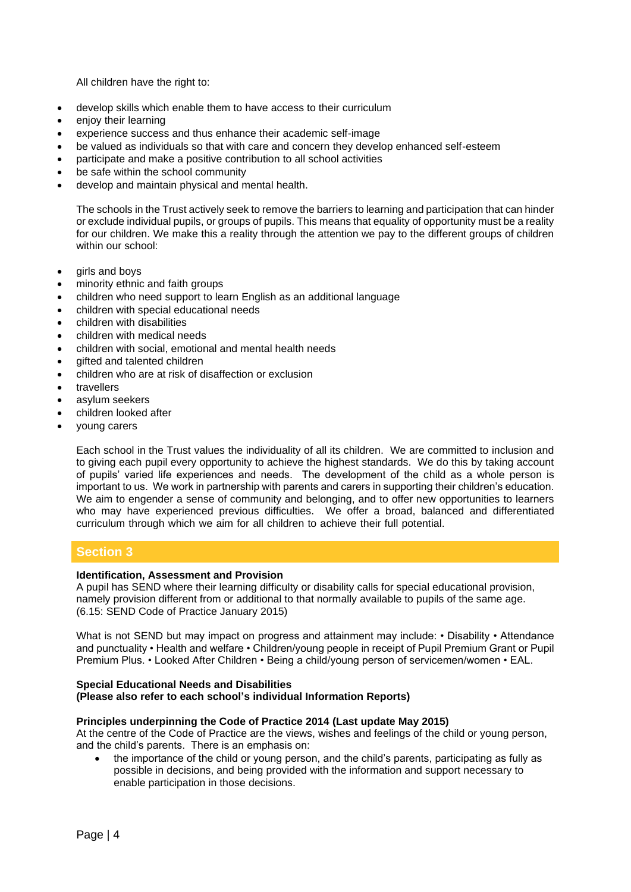All children have the right to:

- develop skills which enable them to have access to their curriculum
- enjoy their learning
- experience success and thus enhance their academic self-image
- be valued as individuals so that with care and concern they develop enhanced self-esteem
- participate and make a positive contribution to all school activities
- be safe within the school community
- develop and maintain physical and mental health.

The schools in the Trust actively seek to remove the barriers to learning and participation that can hinder or exclude individual pupils, or groups of pupils. This means that equality of opportunity must be a reality for our children. We make this a reality through the attention we pay to the different groups of children within our school:

- girls and boys
- minority ethnic and faith groups
- children who need support to learn English as an additional language
- children with special educational needs
- children with disabilities
- children with medical needs
- children with social, emotional and mental health needs
- gifted and talented children
- children who are at risk of disaffection or exclusion
- travellers
- asylum seekers
- children looked after
- young carers

Each school in the Trust values the individuality of all its children. We are committed to inclusion and to giving each pupil every opportunity to achieve the highest standards. We do this by taking account of pupils' varied life experiences and needs. The development of the child as a whole person is important to us. We work in partnership with parents and carers in supporting their children's education. We aim to engender a sense of community and belonging, and to offer new opportunities to learners who may have experienced previous difficulties. We offer a broad, balanced and differentiated curriculum through which we aim for all children to achieve their full potential.

## Section 3

**Identification, Assessment and Provision**

A pupil has SEND where their learning difficulty or disability calls for special educational provision, namely provision different from or additional to that normally available to pupils of the same age. (6.15: SEND Code of Practice January 2015)

What is not SEND but may impact on progress and attainment may include: • Disability • Attendance and punctuality • Health and welfare • Children/young people in receipt of Pupil Premium Grant or Pupil Premium Plus. • Looked After Children • Being a child/young person of servicemen/women • EAL.

**Special Educational Needs and Disabilities**
**(Please also refer to each school's individual Information Reports)**

**Principles underpinning the Code of Practice 2014 (Last update May 2015)**

At the centre of the Code of Practice are the views, wishes and feelings of the child or young person, and the child's parents. There is an emphasis on:

- the importance of the child or young person, and the child's parents, participating as fully as possible in decisions, and being provided with the information and support necessary to enable participation in those decisions.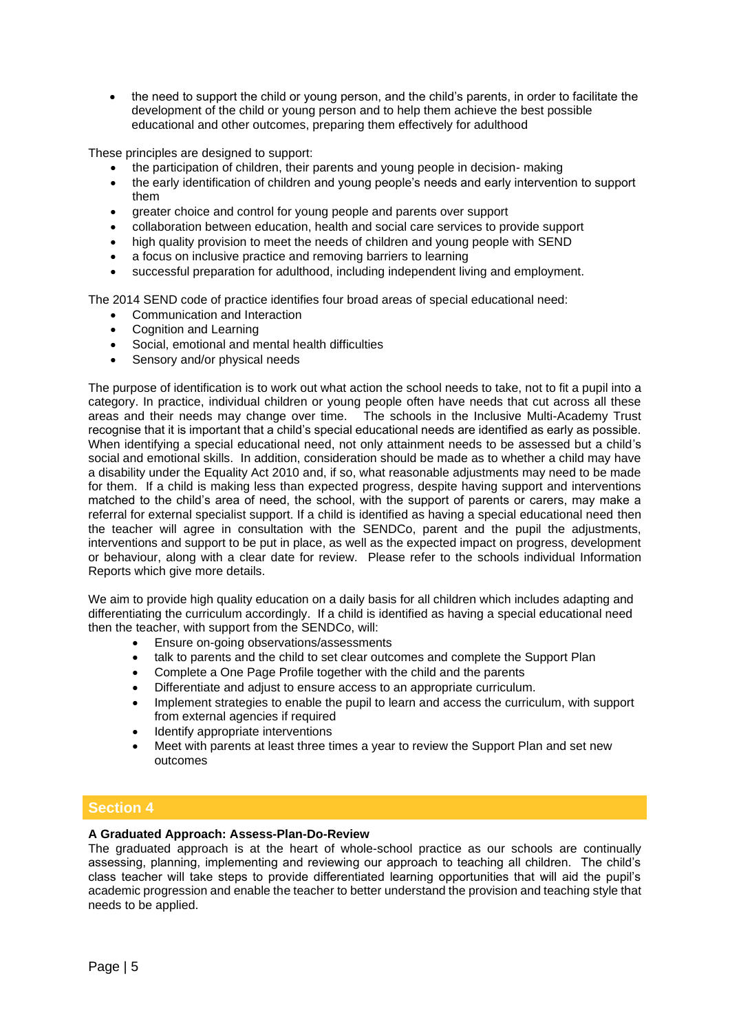- the need to support the child or young person, and the child's parents, in order to facilitate the development of the child or young person and to help them achieve the best possible educational and other outcomes, preparing them effectively for adulthood

These principles are designed to support:

- the participation of children, their parents and young people in decision- making
- the early identification of children and young people's needs and early intervention to support them
- greater choice and control for young people and parents over support
- collaboration between education, health and social care services to provide support
- high quality provision to meet the needs of children and young people with SEND
- a focus on inclusive practice and removing barriers to learning
- successful preparation for adulthood, including independent living and employment.

The 2014 SEND code of practice identifies four broad areas of special educational need:

- Communication and Interaction
- Cognition and Learning
- Social, emotional and mental health difficulties
- Sensory and/or physical needs

The purpose of identification is to work out what action the school needs to take, not to fit a pupil into a category. In practice, individual children or young people often have needs that cut across all these areas and their needs may change over time. The schools in the Inclusive Multi-Academy Trust recognise that it is important that a child's special educational needs are identified as early as possible. When identifying a special educational need, not only attainment needs to be assessed but a child's social and emotional skills. In addition, consideration should be made as to whether a child may have a disability under the Equality Act 2010 and, if so, what reasonable adjustments may need to be made for them. If a child is making less than expected progress, despite having support and interventions matched to the child's area of need, the school, with the support of parents or carers, may make a referral for external specialist support. If a child is identified as having a special educational need then the teacher will agree in consultation with the SENDCo, parent and the pupil the adjustments, interventions and support to be put in place, as well as the expected impact on progress, development or behaviour, along with a clear date for review. Please refer to the schools individual Information Reports which give more details.

We aim to provide high quality education on a daily basis for all children which includes adapting and differentiating the curriculum accordingly. If a child is identified as having a special educational need then the teacher, with support from the SENDCo, will:

- Ensure on-going observations/assessments
- talk to parents and the child to set clear outcomes and complete the Support Plan
- Complete a One Page Profile together with the child and the parents
- Differentiate and adjust to ensure access to an appropriate curriculum.
- Implement strategies to enable the pupil to learn and access the curriculum, with support from external agencies if required
- Identify appropriate interventions
- Meet with parents at least three times a year to review the Support Plan and set new outcomes

## Section 4

**A Graduated Approach: Assess-Plan-Do-Review**

The graduated approach is at the heart of whole-school practice as our schools are continually assessing, planning, implementing and reviewing our approach to teaching all children. The child's class teacher will take steps to provide differentiated learning opportunities that will aid the pupil's academic progression and enable the teacher to better understand the provision and teaching style that needs to be applied.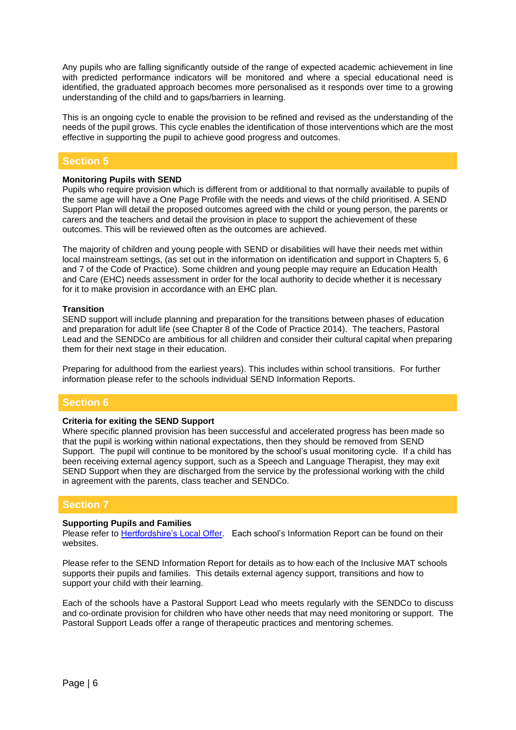Any pupils who are falling significantly outside of the range of expected academic achievement in line with predicted performance indicators will be monitored and where a special educational need is identified, the graduated approach becomes more personalised as it responds over time to a growing understanding of the child and to gaps/barriers in learning.

This is an ongoing cycle to enable the provision to be refined and revised as the understanding of the needs of the pupil grows. This cycle enables the identification of those interventions which are the most effective in supporting the pupil to achieve good progress and outcomes.

## Section 5

**Monitoring Pupils with SEND**

Pupils who require provision which is different from or additional to that normally available to pupils of the same age will have a One Page Profile with the needs and views of the child prioritised. A SEND Support Plan will detail the proposed outcomes agreed with the child or young person, the parents or carers and the teachers and detail the provision in place to support the achievement of these outcomes. This will be reviewed often as the outcomes are achieved.

The majority of children and young people with SEND or disabilities will have their needs met within local mainstream settings, (as set out in the information on identification and support in Chapters 5, 6 and 7 of the Code of Practice). Some children and young people may require an Education Health and Care (EHC) needs assessment in order for the local authority to decide whether it is necessary for it to make provision in accordance with an EHC plan.

**Transition**

SEND support will include planning and preparation for the transitions between phases of education and preparation for adult life (see Chapter 8 of the Code of Practice 2014). The teachers, Pastoral Lead and the SENDCo are ambitious for all children and consider their cultural capital when preparing them for their next stage in their education.

Preparing for adulthood from the earliest years). This includes within school transitions. For further information please refer to the schools individual SEND Information Reports.

## Section 6

**Criteria for exiting the SEND Support**

Where specific planned provision has been successful and accelerated progress has been made so that the pupil is working within national expectations, then they should be removed from SEND Support. The pupil will continue to be monitored by the school's usual monitoring cycle. If a child has been receiving external agency support, such as a Speech and Language Therapist, they may exit SEND Support when they are discharged from the service by the professional working with the child in agreement with the parents, class teacher and SENDCo.

## Section 7

**Supporting Pupils and Families**

Please refer to Hertfordshire's Local Offer. Each school's Information Report can be found on their websites.

Please refer to the SEND Information Report for details as to how each of the Inclusive MAT schools supports their pupils and families. This details external agency support, transitions and how to support your child with their learning.

Each of the schools have a Pastoral Support Lead who meets regularly with the SENDCo to discuss and co-ordinate provision for children who have other needs that may need monitoring or support. The Pastoral Support Leads offer a range of therapeutic practices and mentoring schemes.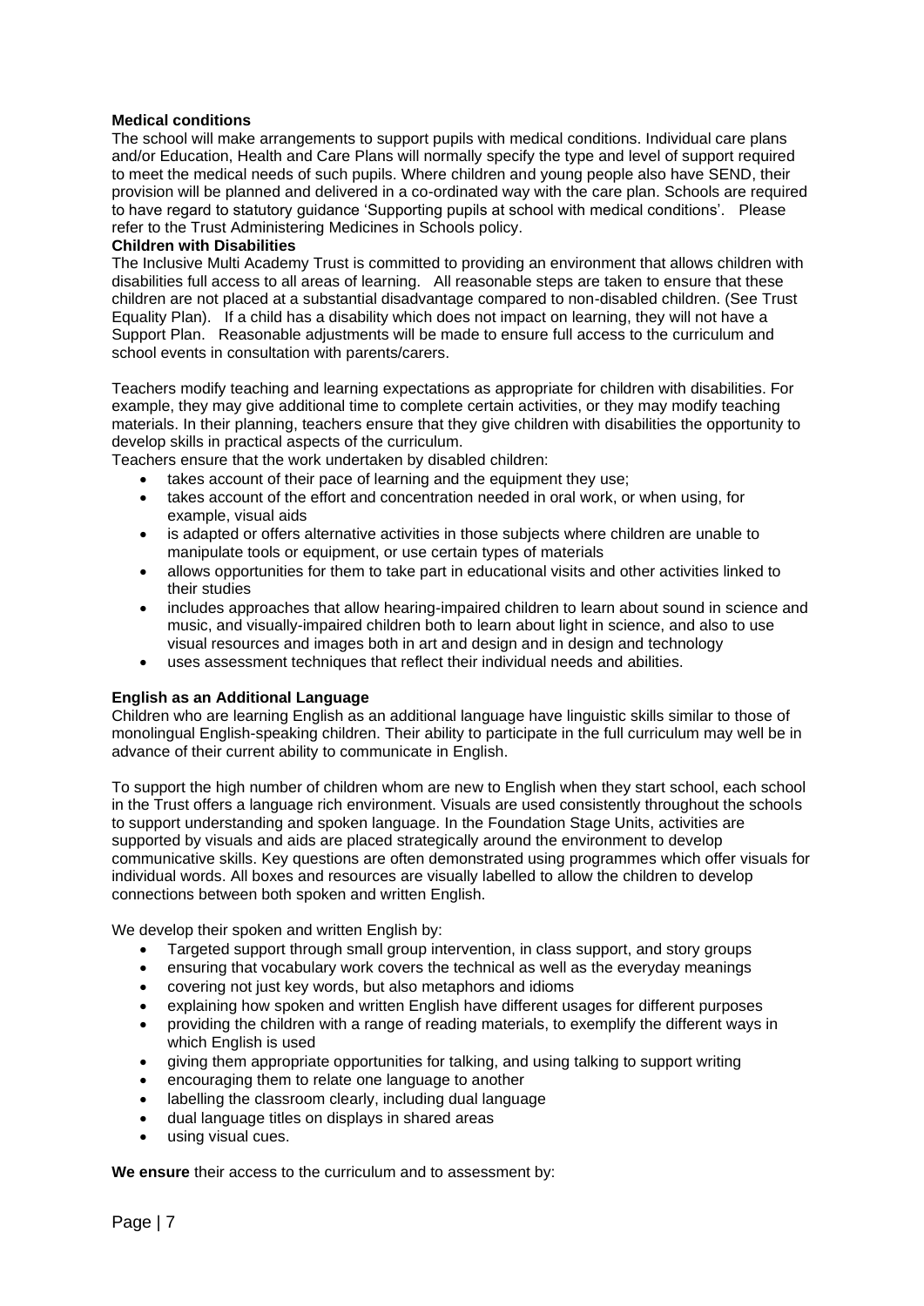**Medical conditions**

The school will make arrangements to support pupils with medical conditions. Individual care plans and/or Education, Health and Care Plans will normally specify the type and level of support required to meet the medical needs of such pupils. Where children and young people also have SEND, their provision will be planned and delivered in a co-ordinated way with the care plan. Schools are required to have regard to statutory guidance 'Supporting pupils at school with medical conditions'. Please refer to the Trust Administering Medicines in Schools policy.

**Children with Disabilities**

The Inclusive Multi Academy Trust is committed to providing an environment that allows children with disabilities full access to all areas of learning. All reasonable steps are taken to ensure that these children are not placed at a substantial disadvantage compared to non-disabled children. (See Trust Equality Plan). If a child has a disability which does not impact on learning, they will not have a Support Plan. Reasonable adjustments will be made to ensure full access to the curriculum and school events in consultation with parents/carers.

Teachers modify teaching and learning expectations as appropriate for children with disabilities. For example, they may give additional time to complete certain activities, or they may modify teaching materials. In their planning, teachers ensure that they give children with disabilities the opportunity to develop skills in practical aspects of the curriculum.

Teachers ensure that the work undertaken by disabled children:

- takes account of their pace of learning and the equipment they use;
- takes account of the effort and concentration needed in oral work, or when using, for example, visual aids
- is adapted or offers alternative activities in those subjects where children are unable to manipulate tools or equipment, or use certain types of materials
- allows opportunities for them to take part in educational visits and other activities linked to their studies
- includes approaches that allow hearing-impaired children to learn about sound in science and music, and visually-impaired children both to learn about light in science, and also to use visual resources and images both in art and design and in design and technology
- uses assessment techniques that reflect their individual needs and abilities.

**English as an Additional Language**

Children who are learning English as an additional language have linguistic skills similar to those of monolingual English-speaking children. Their ability to participate in the full curriculum may well be in advance of their current ability to communicate in English.

To support the high number of children whom are new to English when they start school, each school in the Trust offers a language rich environment. Visuals are used consistently throughout the schools to support understanding and spoken language. In the Foundation Stage Units, activities are supported by visuals and aids are placed strategically around the environment to develop communicative skills. Key questions are often demonstrated using programmes which offer visuals for individual words. All boxes and resources are visually labelled to allow the children to develop connections between both spoken and written English.

We develop their spoken and written English by:

- Targeted support through small group intervention, in class support, and story groups
- ensuring that vocabulary work covers the technical as well as the everyday meanings
- covering not just key words, but also metaphors and idioms
- explaining how spoken and written English have different usages for different purposes
- providing the children with a range of reading materials, to exemplify the different ways in which English is used
- giving them appropriate opportunities for talking, and using talking to support writing
- encouraging them to relate one language to another
- labelling the classroom clearly, including dual language
- dual language titles on displays in shared areas
- using visual cues.

**We ensure** their access to the curriculum and to assessment by: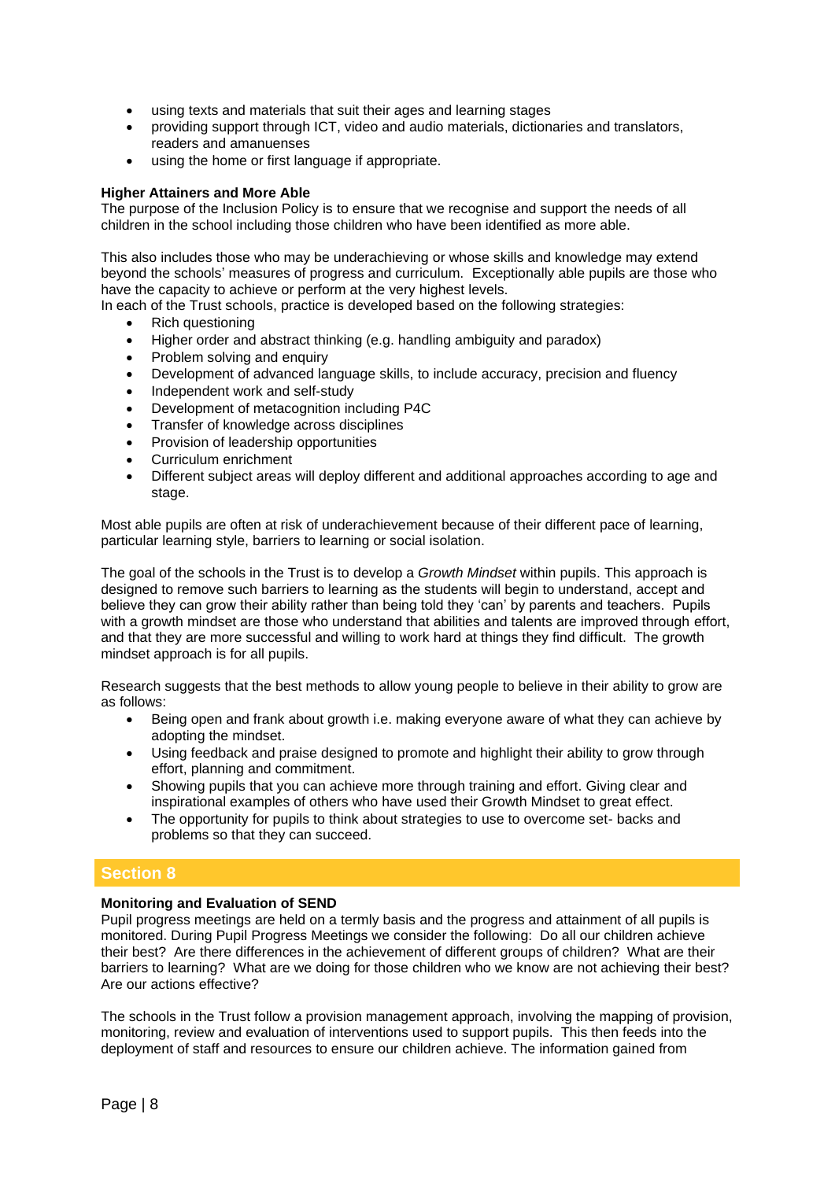- using texts and materials that suit their ages and learning stages
- providing support through ICT, video and audio materials, dictionaries and translators, readers and amanuenses
- using the home or first language if appropriate.

**Higher Attainers and More Able**

The purpose of the Inclusion Policy is to ensure that we recognise and support the needs of all children in the school including those children who have been identified as more able.

This also includes those who may be underachieving or whose skills and knowledge may extend beyond the schools' measures of progress and curriculum. Exceptionally able pupils are those who have the capacity to achieve or perform at the very highest levels.

In each of the Trust schools, practice is developed based on the following strategies:

- Rich questioning
- Higher order and abstract thinking (e.g. handling ambiguity and paradox)
- Problem solving and enquiry
- Development of advanced language skills, to include accuracy, precision and fluency
- Independent work and self-study
- Development of metacognition including P4C
- Transfer of knowledge across disciplines
- Provision of leadership opportunities
- Curriculum enrichment
- Different subject areas will deploy different and additional approaches according to age and stage.

Most able pupils are often at risk of underachievement because of their different pace of learning, particular learning style, barriers to learning or social isolation.

The goal of the schools in the Trust is to develop a *Growth Mindset* within pupils. This approach is designed to remove such barriers to learning as the students will begin to understand, accept and believe they can grow their ability rather than being told they 'can' by parents and teachers. Pupils with a growth mindset are those who understand that abilities and talents are improved through effort, and that they are more successful and willing to work hard at things they find difficult. The growth mindset approach is for all pupils.

Research suggests that the best methods to allow young people to believe in their ability to grow are as follows:

- Being open and frank about growth i.e. making everyone aware of what they can achieve by adopting the mindset.
- Using feedback and praise designed to promote and highlight their ability to grow through effort, planning and commitment.
- Showing pupils that you can achieve more through training and effort. Giving clear and inspirational examples of others who have used their Growth Mindset to great effect.
- The opportunity for pupils to think about strategies to use to overcome set- backs and problems so that they can succeed.

## Section 8

**Monitoring and Evaluation of SEND**

Pupil progress meetings are held on a termly basis and the progress and attainment of all pupils is monitored. During Pupil Progress Meetings we consider the following: Do all our children achieve their best? Are there differences in the achievement of different groups of children? What are their barriers to learning? What are we doing for those children who we know are not achieving their best? Are our actions effective?

The schools in the Trust follow a provision management approach, involving the mapping of provision, monitoring, review and evaluation of interventions used to support pupils. This then feeds into the deployment of staff and resources to ensure our children achieve. The information gained from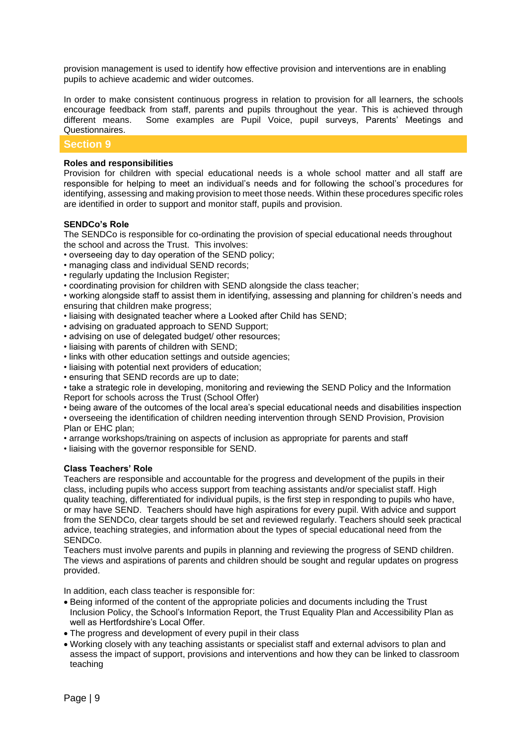provision management is used to identify how effective provision and interventions are in enabling pupils to achieve academic and wider outcomes.

In order to make consistent continuous progress in relation to provision for all learners, the schools encourage feedback from staff, parents and pupils throughout the year. This is achieved through different means. Some examples are Pupil Voice, pupil surveys, Parents' Meetings and Questionnaires.

## Section 9

**Roles and responsibilities**

Provision for children with special educational needs is a whole school matter and all staff are responsible for helping to meet an individual's needs and for following the school's procedures for identifying, assessing and making provision to meet those needs. Within these procedures specific roles are identified in order to support and monitor staff, pupils and provision.

**SENDCo's Role**

The SENDCo is responsible for co-ordinating the provision of special educational needs throughout the school and across the Trust. This involves:

- overseeing day to day operation of the SEND policy;
- managing class and individual SEND records;
- regularly updating the Inclusion Register;
- coordinating provision for children with SEND alongside the class teacher;
- working alongside staff to assist them in identifying, assessing and planning for children's needs and ensuring that children make progress;
- liaising with designated teacher where a Looked after Child has SEND;
- advising on graduated approach to SEND Support;
- advising on use of delegated budget/ other resources;
- liaising with parents of children with SEND;
- links with other education settings and outside agencies;
- liaising with potential next providers of education;
- ensuring that SEND records are up to date;
- take a strategic role in developing, monitoring and reviewing the SEND Policy and the Information Report for schools across the Trust (School Offer)
- being aware of the outcomes of the local area's special educational needs and disabilities inspection
- overseeing the identification of children needing intervention through SEND Provision, Provision Plan or EHC plan;
- arrange workshops/training on aspects of inclusion as appropriate for parents and staff
- liaising with the governor responsible for SEND.

**Class Teachers' Role**

Teachers are responsible and accountable for the progress and development of the pupils in their class, including pupils who access support from teaching assistants and/or specialist staff. High quality teaching, differentiated for individual pupils, is the first step in responding to pupils who have, or may have SEND. Teachers should have high aspirations for every pupil. With advice and support from the SENDCo, clear targets should be set and reviewed regularly. Teachers should seek practical advice, teaching strategies, and information about the types of special educational need from the SENDCo.

Teachers must involve parents and pupils in planning and reviewing the progress of SEND children. The views and aspirations of parents and children should be sought and regular updates on progress provided.

In addition, each class teacher is responsible for:

- Being informed of the content of the appropriate policies and documents including the Trust Inclusion Policy, the School's Information Report, the Trust Equality Plan and Accessibility Plan as well as Hertfordshire's Local Offer.
- The progress and development of every pupil in their class
- Working closely with any teaching assistants or specialist staff and external advisors to plan and assess the impact of support, provisions and interventions and how they can be linked to classroom teaching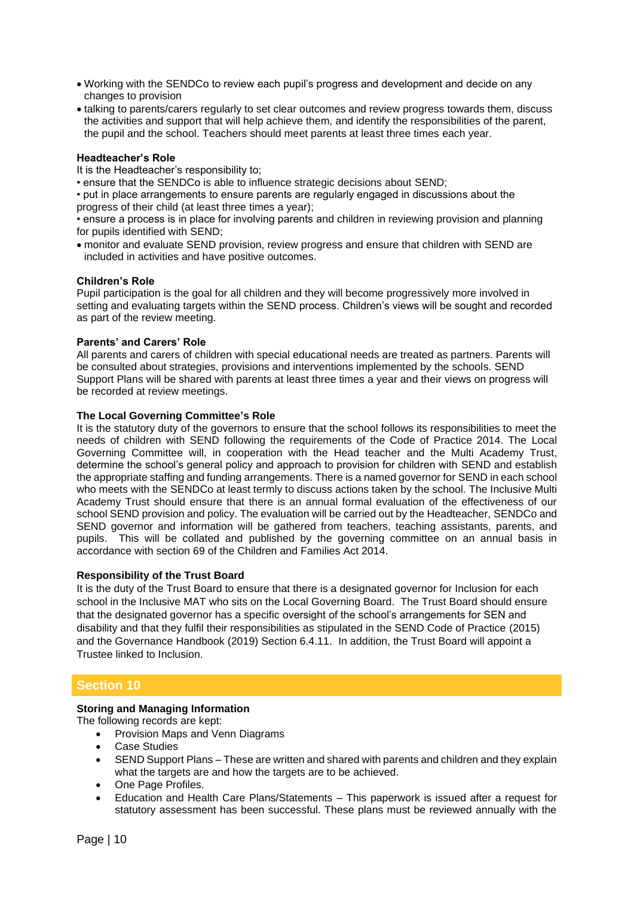- Working with the SENDCo to review each pupil's progress and development and decide on any changes to provision
- talking to parents/carers regularly to set clear outcomes and review progress towards them, discuss the activities and support that will help achieve them, and identify the responsibilities of the parent, the pupil and the school. Teachers should meet parents at least three times each year.

**Headteacher's Role**

It is the Headteacher's responsibility to;

- ensure that the SENDCo is able to influence strategic decisions about SEND;
- put in place arrangements to ensure parents are regularly engaged in discussions about the progress of their child (at least three times a year);
- ensure a process is in place for involving parents and children in reviewing provision and planning for pupils identified with SEND;
- monitor and evaluate SEND provision, review progress and ensure that children with SEND are included in activities and have positive outcomes.

**Children's Role**

Pupil participation is the goal for all children and they will become progressively more involved in setting and evaluating targets within the SEND process. Children's views will be sought and recorded as part of the review meeting.

**Parents' and Carers' Role**

All parents and carers of children with special educational needs are treated as partners. Parents will be consulted about strategies, provisions and interventions implemented by the schools. SEND Support Plans will be shared with parents at least three times a year and their views on progress will be recorded at review meetings.

**The Local Governing Committee's Role**

It is the statutory duty of the governors to ensure that the school follows its responsibilities to meet the needs of children with SEND following the requirements of the Code of Practice 2014. The Local Governing Committee will, in cooperation with the Head teacher and the Multi Academy Trust, determine the school's general policy and approach to provision for children with SEND and establish the appropriate staffing and funding arrangements. There is a named governor for SEND in each school who meets with the SENDCo at least termly to discuss actions taken by the school. The Inclusive Multi Academy Trust should ensure that there is an annual formal evaluation of the effectiveness of our school SEND provision and policy. The evaluation will be carried out by the Headteacher, SENDCo and SEND governor and information will be gathered from teachers, teaching assistants, parents, and pupils. This will be collated and published by the governing committee on an annual basis in accordance with section 69 of the Children and Families Act 2014.

**Responsibility of the Trust Board**

It is the duty of the Trust Board to ensure that there is a designated governor for Inclusion for each school in the Inclusive MAT who sits on the Local Governing Board. The Trust Board should ensure that the designated governor has a specific oversight of the school's arrangements for SEN and disability and that they fulfil their responsibilities as stipulated in the SEND Code of Practice (2015) and the Governance Handbook (2019) Section 6.4.11. In addition, the Trust Board will appoint a Trustee linked to Inclusion.

## Section 10

**Storing and Managing Information**

The following records are kept:

- Provision Maps and Venn Diagrams
- Case Studies
- SEND Support Plans – These are written and shared with parents and children and they explain what the targets are and how the targets are to be achieved.
- One Page Profiles.
- Education and Health Care Plans/Statements – This paperwork is issued after a request for statutory assessment has been successful. These plans must be reviewed annually with the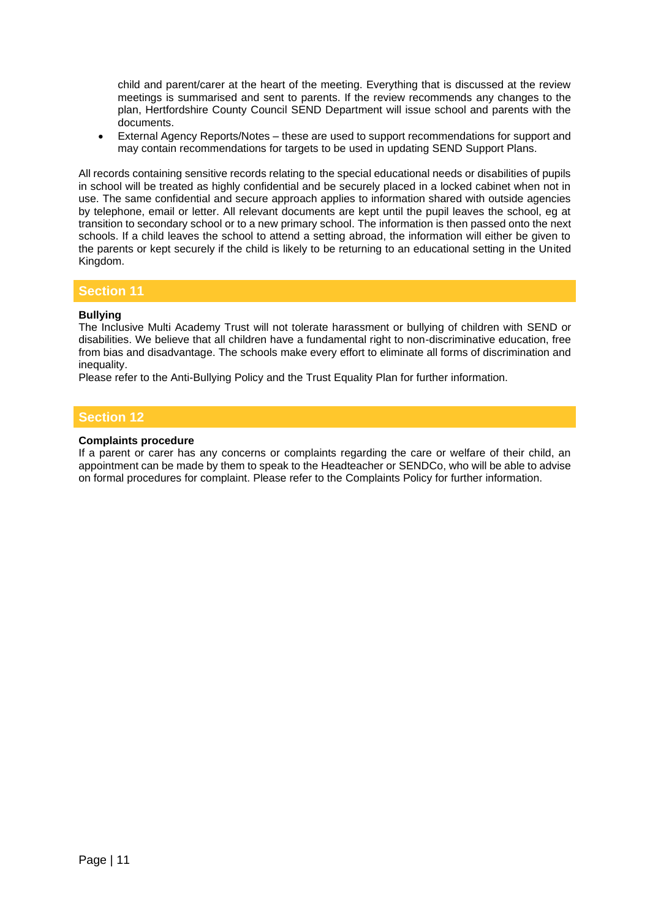child and parent/carer at the heart of the meeting. Everything that is discussed at the review meetings is summarised and sent to parents. If the review recommends any changes to the plan, Hertfordshire County Council SEND Department will issue school and parents with the documents.

- External Agency Reports/Notes – these are used to support recommendations for support and may contain recommendations for targets to be used in updating SEND Support Plans.

All records containing sensitive records relating to the special educational needs or disabilities of pupils in school will be treated as highly confidential and be securely placed in a locked cabinet when not in use. The same confidential and secure approach applies to information shared with outside agencies by telephone, email or letter. All relevant documents are kept until the pupil leaves the school, eg at transition to secondary school or to a new primary school. The information is then passed onto the next schools. If a child leaves the school to attend a setting abroad, the information will either be given to the parents or kept securely if the child is likely to be returning to an educational setting in the United Kingdom.

## Section 11

**Bullying**

The Inclusive Multi Academy Trust will not tolerate harassment or bullying of children with SEND or disabilities. We believe that all children have a fundamental right to non-discriminative education, free from bias and disadvantage. The schools make every effort to eliminate all forms of discrimination and inequality.

Please refer to the Anti-Bullying Policy and the Trust Equality Plan for further information.

## Section 12

**Complaints procedure**

If a parent or carer has any concerns or complaints regarding the care or welfare of their child, an appointment can be made by them to speak to the Headteacher or SENDCo, who will be able to advise on formal procedures for complaint. Please refer to the Complaints Policy for further information.